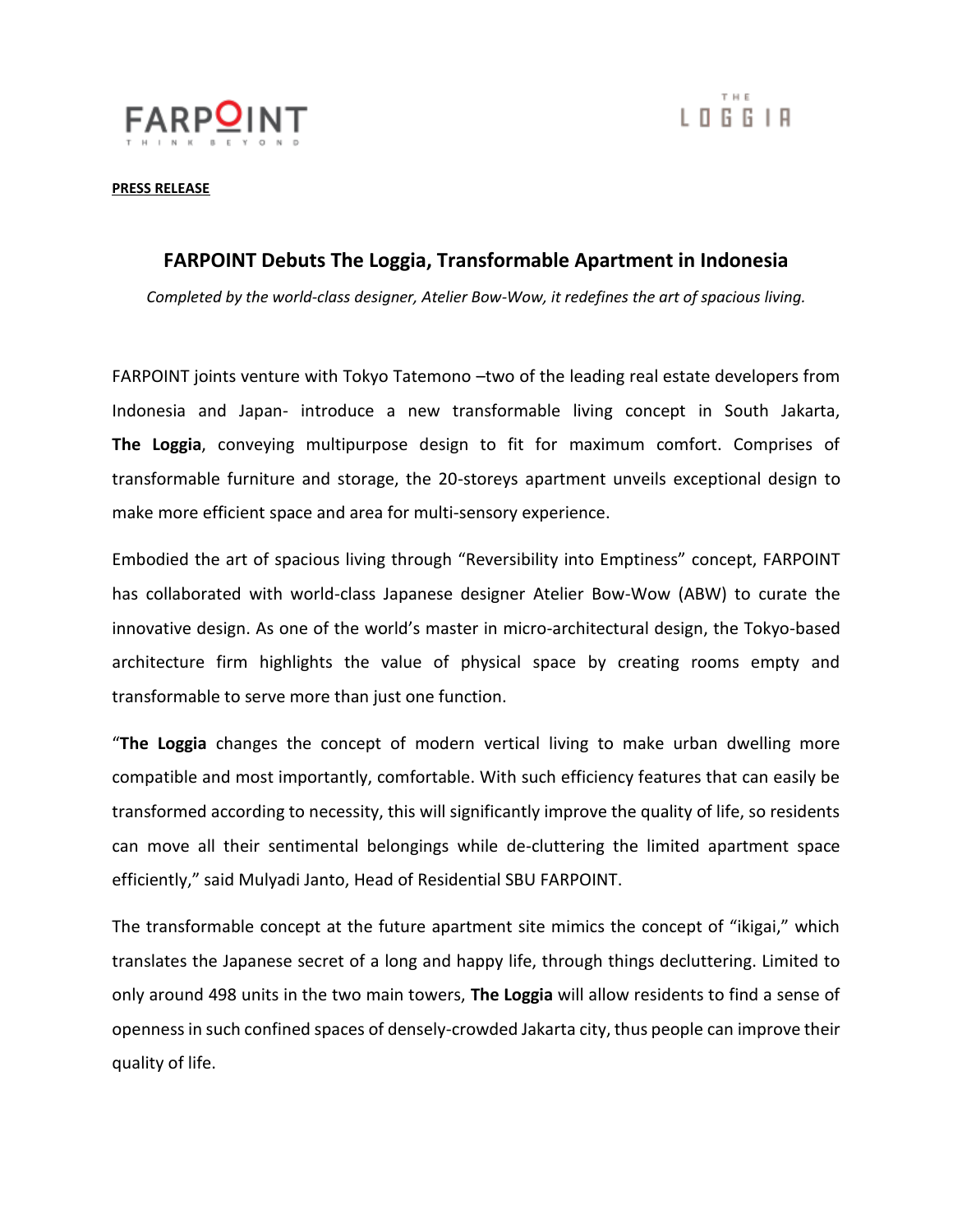FARPOINT
THINK BEYOND

THE LOGGIA

**PRESS RELEASE**

## FARPOINT Debuts The Loggia, Transformable Apartment in Indonesia

*Completed by the world-class designer, Atelier Bow-Wow, it redefines the art of spacious living.*

FARPOINT joints venture with Tokyo Tatemono –two of the leading real estate developers from Indonesia and Japan- introduce a new transformable living concept in South Jakarta, **The Loggia**, conveying multipurpose design to fit for maximum comfort. Comprises of transformable furniture and storage, the 20-storeys apartment unveils exceptional design to make more efficient space and area for multi-sensory experience.

Embodied the art of spacious living through "Reversibility into Emptiness" concept, FARPOINT has collaborated with world-class Japanese designer Atelier Bow-Wow (ABW) to curate the innovative design. As one of the world's master in micro-architectural design, the Tokyo-based architecture firm highlights the value of physical space by creating rooms empty and transformable to serve more than just one function.

"**The Loggia** changes the concept of modern vertical living to make urban dwelling more compatible and most importantly, comfortable. With such efficiency features that can easily be transformed according to necessity, this will significantly improve the quality of life, so residents can move all their sentimental belongings while de-cluttering the limited apartment space efficiently," said Mulyadi Janto, Head of Residential SBU FARPOINT.

The transformable concept at the future apartment site mimics the concept of "ikigai," which translates the Japanese secret of a long and happy life, through things decluttering. Limited to only around 498 units in the two main towers, **The Loggia** will allow residents to find a sense of openness in such confined spaces of densely-crowded Jakarta city, thus people can improve their quality of life.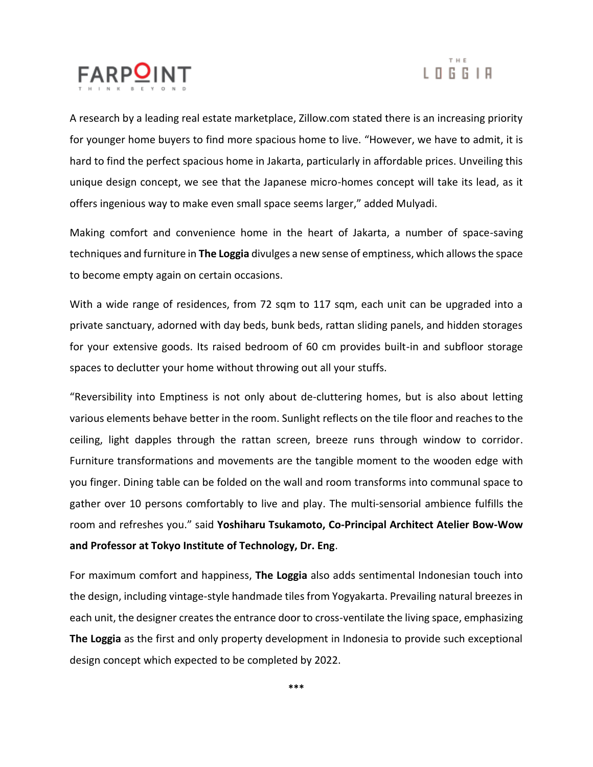A research by a leading real estate marketplace, Zillow.com stated there is an increasing priority for younger home buyers to find more spacious home to live. "However, we have to admit, it is hard to find the perfect spacious home in Jakarta, particularly in affordable prices. Unveiling this unique design concept, we see that the Japanese micro-homes concept will take its lead, as it offers ingenious way to make even small space seems larger," added Mulyadi.

Making comfort and convenience home in the heart of Jakarta, a number of space-saving techniques and furniture in **The Loggia** divulges a new sense of emptiness, which allows the space to become empty again on certain occasions.

With a wide range of residences, from 72 sqm to 117 sqm, each unit can be upgraded into a private sanctuary, adorned with day beds, bunk beds, rattan sliding panels, and hidden storages for your extensive goods. Its raised bedroom of 60 cm provides built-in and subfloor storage spaces to declutter your home without throwing out all your stuffs.

"Reversibility into Emptiness is not only about de-cluttering homes, but is also about letting various elements behave better in the room. Sunlight reflects on the tile floor and reaches to the ceiling, light dapples through the rattan screen, breeze runs through window to corridor. Furniture transformations and movements are the tangible moment to the wooden edge with you finger. Dining table can be folded on the wall and room transforms into communal space to gather over 10 persons comfortably to live and play. The multi-sensorial ambience fulfills the room and refreshes you." said **Yoshiharu Tsukamoto, Co-Principal Architect Atelier Bow-Wow and Professor at Tokyo Institute of Technology, Dr. Eng**.

For maximum comfort and happiness, **The Loggia** also adds sentimental Indonesian touch into the design, including vintage-style handmade tiles from Yogyakarta. Prevailing natural breezes in each unit, the designer creates the entrance door to cross-ventilate the living space, emphasizing **The Loggia** as the first and only property development in Indonesia to provide such exceptional design concept which expected to be completed by 2022.

***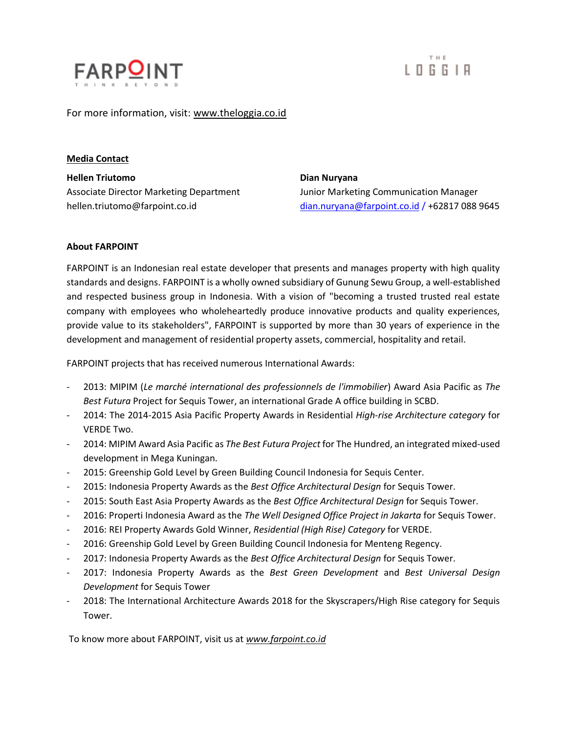For more information, visit: www.theloggia.co.id

**Media Contact**

**Hellen Triutomo**
Associate Director Marketing Department
hellen.triutomo@farpoint.co.id

**Dian Nuryana**
Junior Marketing Communication Manager
dian.nuryana@farpoint.co.id / +62817 088 9645

**About FARPOINT**

FARPOINT is an Indonesian real estate developer that presents and manages property with high quality standards and designs. FARPOINT is a wholly owned subsidiary of Gunung Sewu Group, a well-established and respected business group in Indonesia. With a vision of "becoming a trusted trusted real estate company with employees who wholeheartedly produce innovative products and quality experiences, provide value to its stakeholders", FARPOINT is supported by more than 30 years of experience in the development and management of residential property assets, commercial, hospitality and retail.

FARPOINT projects that has received numerous International Awards:

- 2013: MIPIM (*Le marché international des professionnels de l'immobilier*) Award Asia Pacific as *The Best Futura* Project for Sequis Tower, an international Grade A office building in SCBD.
- 2014: The 2014-2015 Asia Pacific Property Awards in Residential *High-rise Architecture category* for VERDE Two.
- 2014: MIPIM Award Asia Pacific as *The Best Futura Project* for The Hundred, an integrated mixed-used development in Mega Kuningan.
- 2015: Greenship Gold Level by Green Building Council Indonesia for Sequis Center.
- 2015: Indonesia Property Awards as the *Best Office Architectural Design* for Sequis Tower.
- 2015: South East Asia Property Awards as the *Best Office Architectural Design* for Sequis Tower.
- 2016: Properti Indonesia Award as the *The Well Designed Office Project in Jakarta* for Sequis Tower.
- 2016: REI Property Awards Gold Winner, *Residential (High Rise) Category* for VERDE.
- 2016: Greenship Gold Level by Green Building Council Indonesia for Menteng Regency.
- 2017: Indonesia Property Awards as the *Best Office Architectural Design* for Sequis Tower.
- 2017: Indonesia Property Awards as the *Best Green Development* and *Best Universal Design Development* for Sequis Tower
- 2018: The International Architecture Awards 2018 for the Skyscrapers/High Rise category for Sequis Tower.

To know more about FARPOINT, visit us at *www.farpoint.co.id*